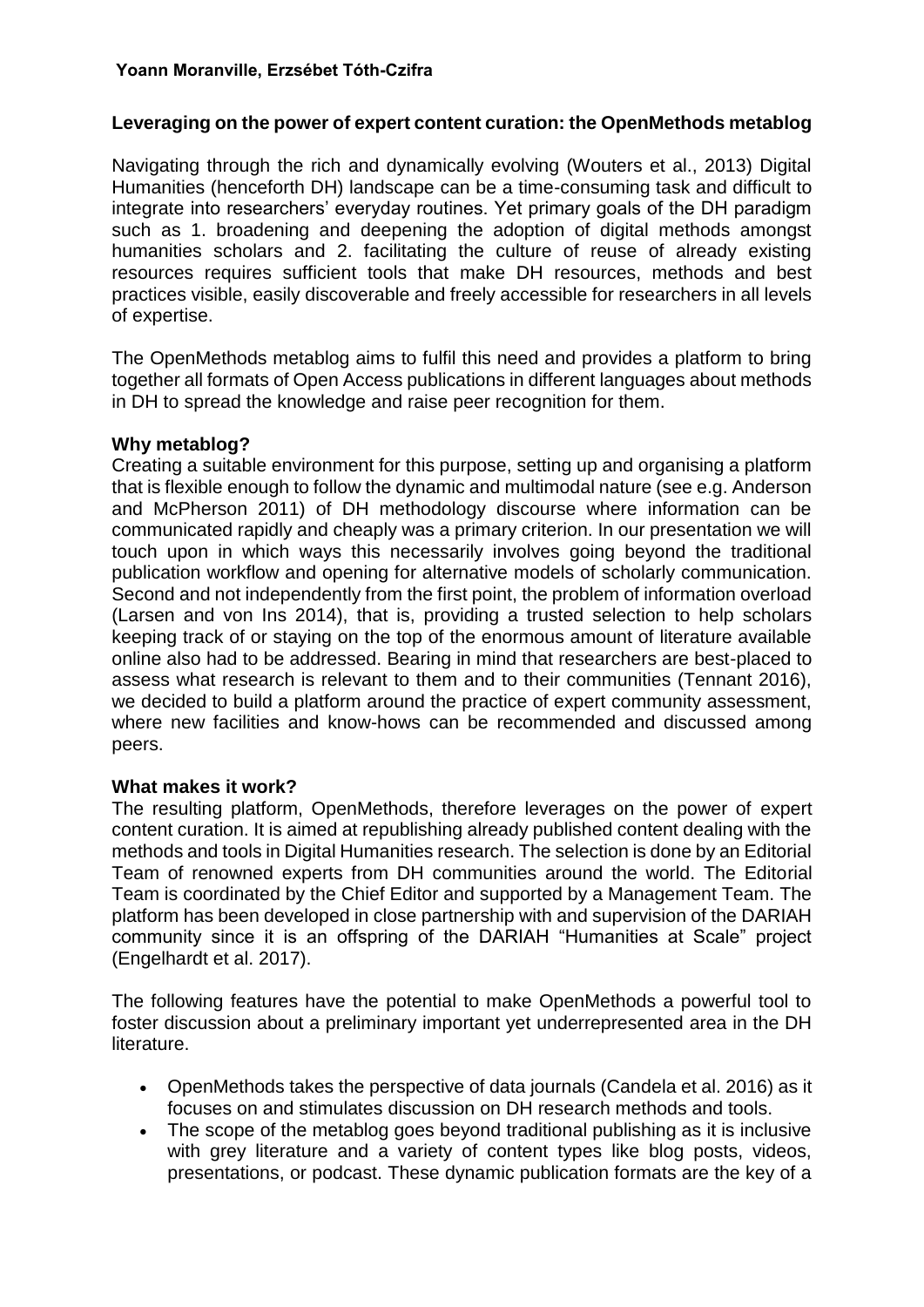**Yoann Moranville, Erzsébet Tóth-Czifra**

## Leveraging on the power of expert content curation: the OpenMethods metablog

Navigating through the rich and dynamically evolving (Wouters et al., 2013) Digital Humanities (henceforth DH) landscape can be a time-consuming task and difficult to integrate into researchers' everyday routines. Yet primary goals of the DH paradigm such as 1. broadening and deepening the adoption of digital methods amongst humanities scholars and 2. facilitating the culture of reuse of already existing resources requires sufficient tools that make DH resources, methods and best practices visible, easily discoverable and freely accessible for researchers in all levels of expertise.

The OpenMethods metablog aims to fulfil this need and provides a platform to bring together all formats of Open Access publications in different languages about methods in DH to spread the knowledge and raise peer recognition for them.

### Why metablog?

Creating a suitable environment for this purpose, setting up and organising a platform that is flexible enough to follow the dynamic and multimodal nature (see e.g. Anderson and McPherson 2011) of DH methodology discourse where information can be communicated rapidly and cheaply was a primary criterion. In our presentation we will touch upon in which ways this necessarily involves going beyond the traditional publication workflow and opening for alternative models of scholarly communication. Second and not independently from the first point, the problem of information overload (Larsen and von Ins 2014), that is, providing a trusted selection to help scholars keeping track of or staying on the top of the enormous amount of literature available online also had to be addressed. Bearing in mind that researchers are best-placed to assess what research is relevant to them and to their communities (Tennant 2016), we decided to build a platform around the practice of expert community assessment, where new facilities and know-hows can be recommended and discussed among peers.

### What makes it work?

The resulting platform, OpenMethods, therefore leverages on the power of expert content curation. It is aimed at republishing already published content dealing with the methods and tools in Digital Humanities research. The selection is done by an Editorial Team of renowned experts from DH communities around the world. The Editorial Team is coordinated by the Chief Editor and supported by a Management Team. The platform has been developed in close partnership with and supervision of the DARIAH community since it is an offspring of the DARIAH "Humanities at Scale" project (Engelhardt et al. 2017).

The following features have the potential to make OpenMethods a powerful tool to foster discussion about a preliminary important yet underrepresented area in the DH literature.

- OpenMethods takes the perspective of data journals (Candela et al. 2016) as it focuses on and stimulates discussion on DH research methods and tools.
- The scope of the metablog goes beyond traditional publishing as it is inclusive with grey literature and a variety of content types like blog posts, videos, presentations, or podcast. These dynamic publication formats are the key of a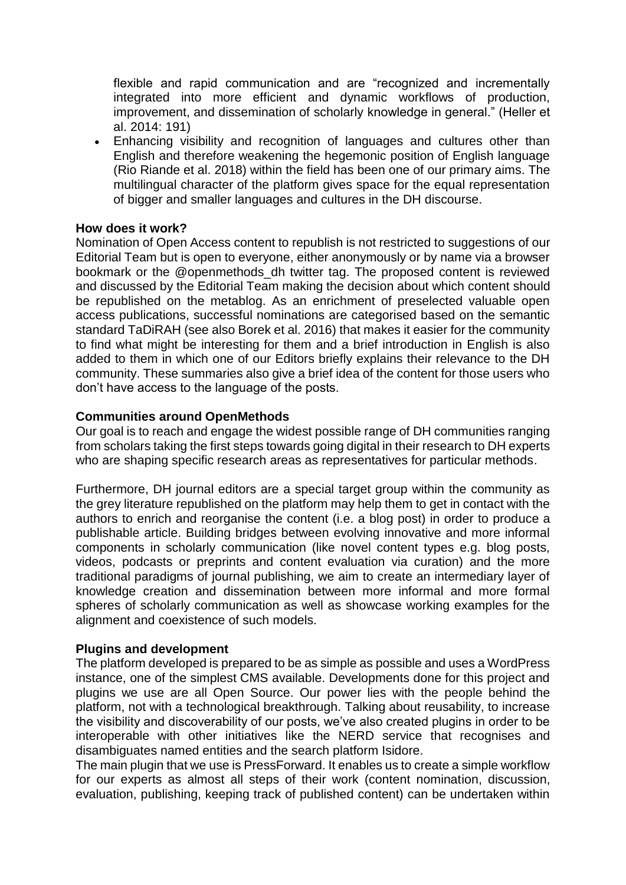flexible and rapid communication and are "recognized and incrementally integrated into more efficient and dynamic workflows of production, improvement, and dissemination of scholarly knowledge in general." (Heller et al. 2014: 191)

- Enhancing visibility and recognition of languages and cultures other than English and therefore weakening the hegemonic position of English language (Rio Riande et al. 2018) within the field has been one of our primary aims. The multilingual character of the platform gives space for the equal representation of bigger and smaller languages and cultures in the DH discourse.

**How does it work?**

Nomination of Open Access content to republish is not restricted to suggestions of our Editorial Team but is open to everyone, either anonymously or by name via a browser bookmark or the @openmethods_dh twitter tag. The proposed content is reviewed and discussed by the Editorial Team making the decision about which content should be republished on the metablog. As an enrichment of preselected valuable open access publications, successful nominations are categorised based on the semantic standard TaDiRAH (see also Borek et al. 2016) that makes it easier for the community to find what might be interesting for them and a brief introduction in English is also added to them in which one of our Editors briefly explains their relevance to the DH community. These summaries also give a brief idea of the content for those users who don't have access to the language of the posts.

**Communities around OpenMethods**

Our goal is to reach and engage the widest possible range of DH communities ranging from scholars taking the first steps towards going digital in their research to DH experts who are shaping specific research areas as representatives for particular methods.

Furthermore, DH journal editors are a special target group within the community as the grey literature republished on the platform may help them to get in contact with the authors to enrich and reorganise the content (i.e. a blog post) in order to produce a publishable article. Building bridges between evolving innovative and more informal components in scholarly communication (like novel content types e.g. blog posts, videos, podcasts or preprints and content evaluation via curation) and the more traditional paradigms of journal publishing, we aim to create an intermediary layer of knowledge creation and dissemination between more informal and more formal spheres of scholarly communication as well as showcase working examples for the alignment and coexistence of such models.

**Plugins and development**

The platform developed is prepared to be as simple as possible and uses a WordPress instance, one of the simplest CMS available. Developments done for this project and plugins we use are all Open Source. Our power lies with the people behind the platform, not with a technological breakthrough. Talking about reusability, to increase the visibility and discoverability of our posts, we've also created plugins in order to be interoperable with other initiatives like the NERD service that recognises and disambiguates named entities and the search platform Isidore.

The main plugin that we use is PressForward. It enables us to create a simple workflow for our experts as almost all steps of their work (content nomination, discussion, evaluation, publishing, keeping track of published content) can be undertaken within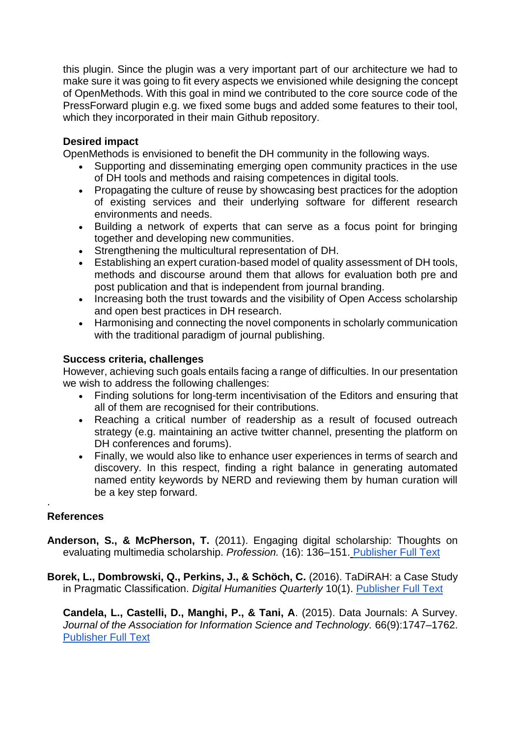this plugin. Since the plugin was a very important part of our architecture we had to make sure it was going to fit every aspects we envisioned while designing the concept of OpenMethods. With this goal in mind we contributed to the core source code of the PressForward plugin e.g. we fixed some bugs and added some features to their tool, which they incorporated in their main Github repository.

**Desired impact**

OpenMethods is envisioned to benefit the DH community in the following ways.

- Supporting and disseminating emerging open community practices in the use of DH tools and methods and raising competences in digital tools.
- Propagating the culture of reuse by showcasing best practices for the adoption of existing services and their underlying software for different research environments and needs.
- Building a network of experts that can serve as a focus point for bringing together and developing new communities.
- Strengthening the multicultural representation of DH.
- Establishing an expert curation-based model of quality assessment of DH tools, methods and discourse around them that allows for evaluation both pre and post publication and that is independent from journal branding.
- Increasing both the trust towards and the visibility of Open Access scholarship and open best practices in DH research.
- Harmonising and connecting the novel components in scholarly communication with the traditional paradigm of journal publishing.

**Success criteria, challenges**

However, achieving such goals entails facing a range of difficulties. In our presentation we wish to address the following challenges:

- Finding solutions for long-term incentivisation of the Editors and ensuring that all of them are recognised for their contributions.
- Reaching a critical number of readership as a result of focused outreach strategy (e.g. maintaining an active twitter channel, presenting the platform on DH conferences and forums).
- Finally, we would also like to enhance user experiences in terms of search and discovery. In this respect, finding a right balance in generating automated named entity keywords by NERD and reviewing them by human curation will be a key step forward.

.

**References**

**Anderson, S., & McPherson, T.** (2011). Engaging digital scholarship: Thoughts on evaluating multimedia scholarship. *Profession.* (16): 136–151. Publisher Full Text

**Borek, L., Dombrowski, Q., Perkins, J., & Schöch, C.** (2016). TaDiRAH: a Case Study in Pragmatic Classification. *Digital Humanities Quarterly* 10(1). Publisher Full Text

**Candela, L., Castelli, D., Manghi, P., & Tani, A**. (2015). Data Journals: A Survey. *Journal of the Association for Information Science and Technology.* 66(9):1747–1762. Publisher Full Text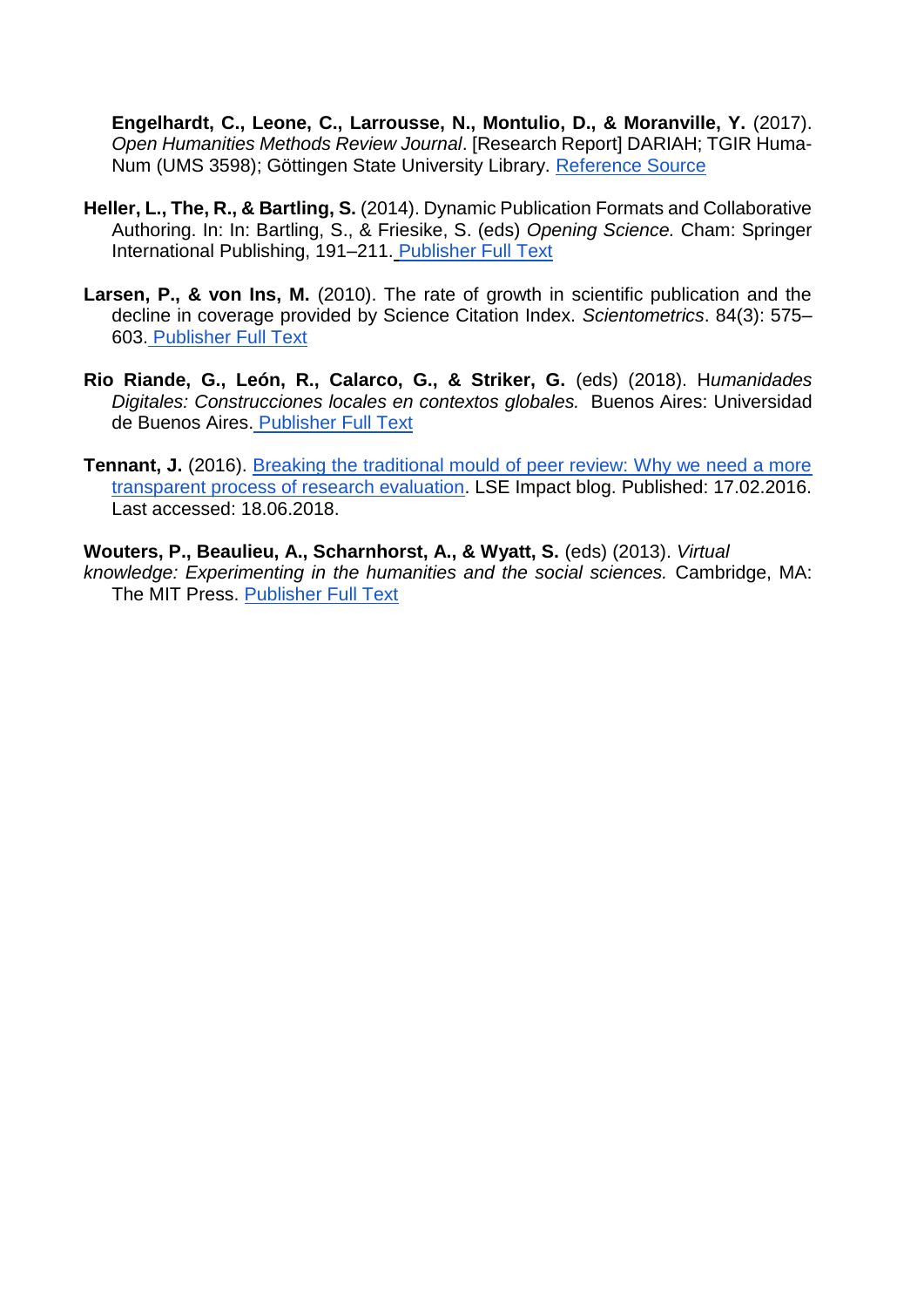**Engelhardt, C., Leone, C., Larrousse, N., Montulio, D., & Moranville, Y.** (2017). *Open Humanities Methods Review Journal*. [Research Report] DARIAH; TGIR Huma-Num (UMS 3598); Göttingen State University Library. Reference Source

**Heller, L., The, R., & Bartling, S.** (2014). Dynamic Publication Formats and Collaborative Authoring. In: In: Bartling, S., & Friesike, S. (eds) *Opening Science.* Cham: Springer International Publishing, 191–211. Publisher Full Text

**Larsen, P., & von Ins, M.** (2010). The rate of growth in scientific publication and the decline in coverage provided by Science Citation Index. *Scientometrics*. 84(3): 575–603. Publisher Full Text

**Rio Riande, G., León, R., Calarco, G., & Striker, G.** (eds) (2018). H*umanidades Digitales: Construcciones locales en contextos globales.* Buenos Aires: Universidad de Buenos Aires. Publisher Full Text

**Tennant, J.** (2016). Breaking the traditional mould of peer review: Why we need a more transparent process of research evaluation. LSE Impact blog. Published: 17.02.2016. Last accessed: 18.06.2018.

**Wouters, P., Beaulieu, A., Scharnhorst, A., & Wyatt, S.** (eds) (2013). *Virtual knowledge: Experimenting in the humanities and the social sciences.* Cambridge, MA: The MIT Press. Publisher Full Text